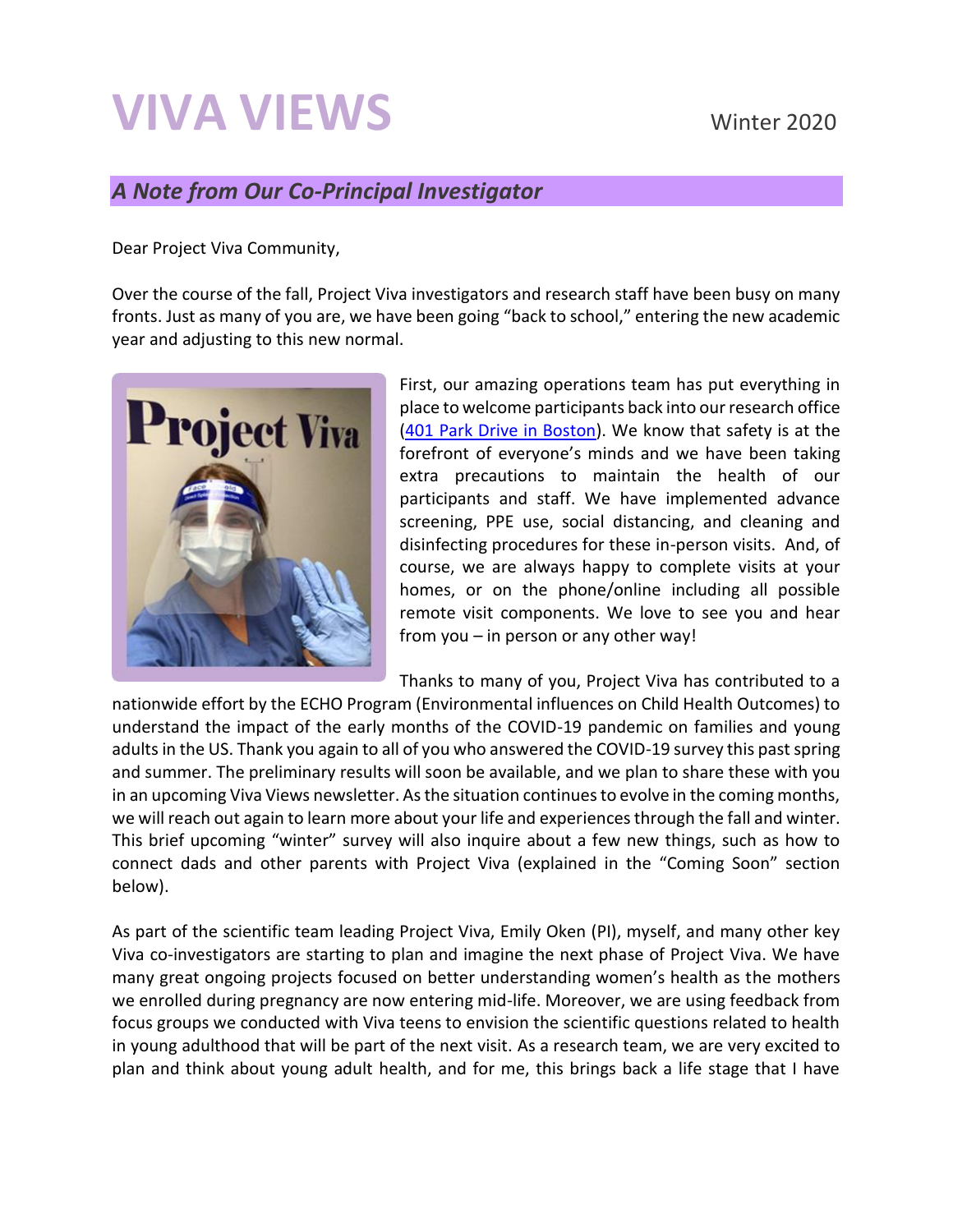# VIVA VIEWS

Winter 2020

## *A Note from Our Co-Principal Investigator*

Dear Project Viva Community,

Over the course of the fall, Project Viva investigators and research staff have been busy on many fronts. Just as many of you are, we have been going "back to school," entering the new academic year and adjusting to this new normal.

First, our amazing operations team has put everything in place to welcome participants back into our research office ([401 Park Drive in Boston]). We know that safety is at the forefront of everyone's minds and we have been taking extra precautions to maintain the health of our participants and staff. We have implemented advance screening, PPE use, social distancing, and cleaning and disinfecting procedures for these in-person visits. And, of course, we are always happy to complete visits at your homes, or on the phone/online including all possible remote visit components. We love to see you and hear from you – in person or any other way!

Thanks to many of you, Project Viva has contributed to a nationwide effort by the ECHO Program (Environmental influences on Child Health Outcomes) to understand the impact of the early months of the COVID-19 pandemic on families and young adults in the US. Thank you again to all of you who answered the COVID-19 survey this past spring and summer. The preliminary results will soon be available, and we plan to share these with you in an upcoming Viva Views newsletter. As the situation continues to evolve in the coming months, we will reach out again to learn more about your life and experiences through the fall and winter. This brief upcoming "winter" survey will also inquire about a few new things, such as how to connect dads and other parents with Project Viva (explained in the "Coming Soon" section below).

As part of the scientific team leading Project Viva, Emily Oken (PI), myself, and many other key Viva co-investigators are starting to plan and imagine the next phase of Project Viva. We have many great ongoing projects focused on better understanding women's health as the mothers we enrolled during pregnancy are now entering mid-life. Moreover, we are using feedback from focus groups we conducted with Viva teens to envision the scientific questions related to health in young adulthood that will be part of the next visit. As a research team, we are very excited to plan and think about young adult health, and for me, this brings back a life stage that I have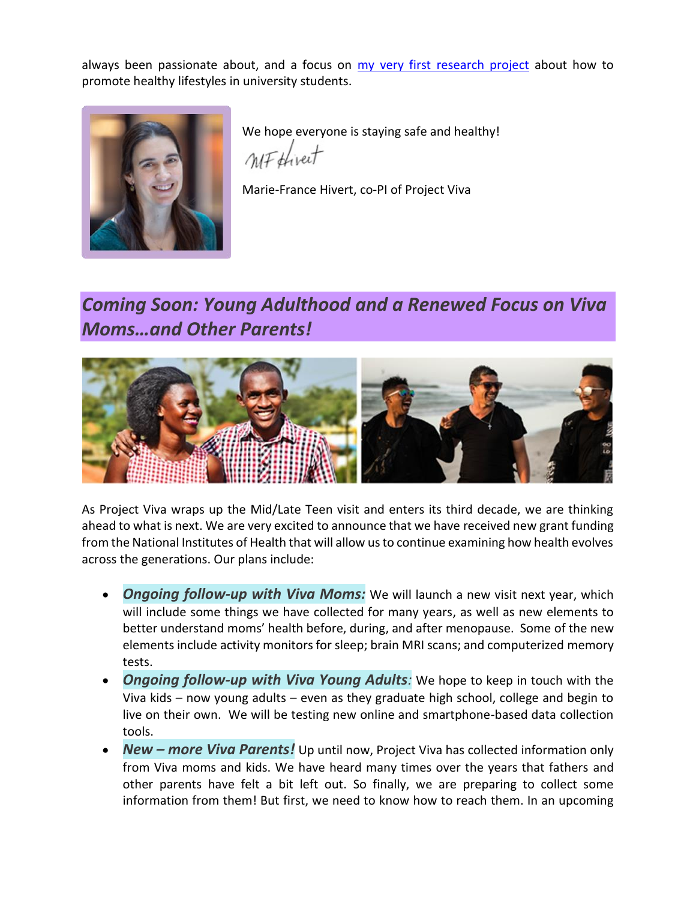always been passionate about, and a focus on [my very first research project] about how to promote healthy lifestyles in university students.

We hope everyone is staying safe and healthy!

Marie-France Hivert, co-PI of Project Viva

## *Coming Soon: Young Adulthood and a Renewed Focus on Viva Moms…and Other Parents!*

As Project Viva wraps up the Mid/Late Teen visit and enters its third decade, we are thinking ahead to what is next. We are very excited to announce that we have received new grant funding from the National Institutes of Health that will allow us to continue examining how health evolves across the generations. Our plans include:

- ***Ongoing follow-up with Viva Moms:*** We will launch a new visit next year, which will include some things we have collected for many years, as well as new elements to better understand moms' health before, during, and after menopause. Some of the new elements include activity monitors for sleep; brain MRI scans; and computerized memory tests.
- ***Ongoing follow-up with Viva Young Adults:*** We hope to keep in touch with the Viva kids – now young adults – even as they graduate high school, college and begin to live on their own. We will be testing new online and smartphone-based data collection tools.
- ***New – more Viva Parents!*** Up until now, Project Viva has collected information only from Viva moms and kids. We have heard many times over the years that fathers and other parents have felt a bit left out. So finally, we are preparing to collect some information from them! But first, we need to know how to reach them. In an upcoming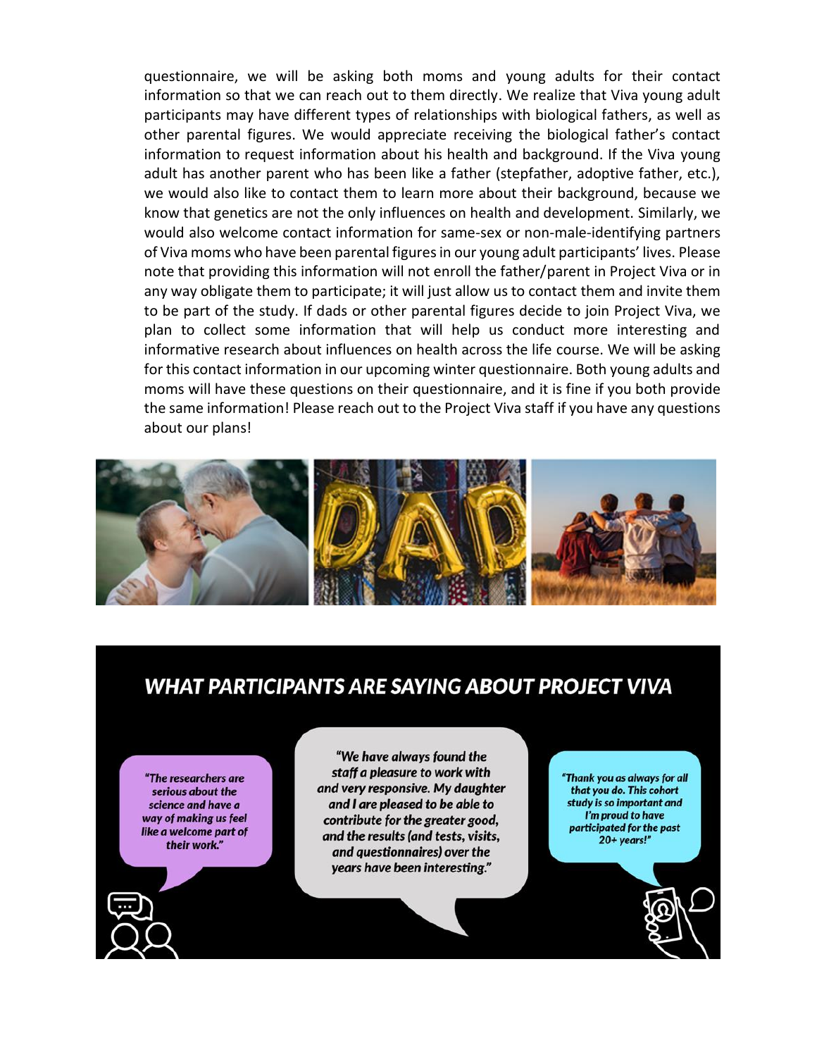questionnaire, we will be asking both moms and young adults for their contact information so that we can reach out to them directly. We realize that Viva young adult participants may have different types of relationships with biological fathers, as well as other parental figures. We would appreciate receiving the biological father's contact information to request information about his health and background. If the Viva young adult has another parent who has been like a father (stepfather, adoptive father, etc.), we would also like to contact them to learn more about their background, because we know that genetics are not the only influences on health and development. Similarly, we would also welcome contact information for same-sex or non-male-identifying partners of Viva moms who have been parental figures in our young adult participants' lives. Please note that providing this information will not enroll the father/parent in Project Viva or in any way obligate them to participate; it will just allow us to contact them and invite them to be part of the study. If dads or other parental figures decide to join Project Viva, we plan to collect some information that will help us conduct more interesting and informative research about influences on health across the life course. We will be asking for this contact information in our upcoming winter questionnaire. Both young adults and moms will have these questions on their questionnaire, and it is fine if you both provide the same information! Please reach out to the Project Viva staff if you have any questions about our plans!

## WHAT PARTICIPANTS ARE SAYING ABOUT PROJECT VIVA

*"The researchers are serious about the science and have a way of making us feel like a welcome part of their work."*

*"We have always found the staff a pleasure to work with and very responsive. My daughter and I are pleased to be able to contribute for the greater good, and the results (and tests, visits, and questionnaires) over the years have been interesting."*

*"Thank you as always for all that you do. This cohort study is so important and I'm proud to have participated for the past 20+ years!"*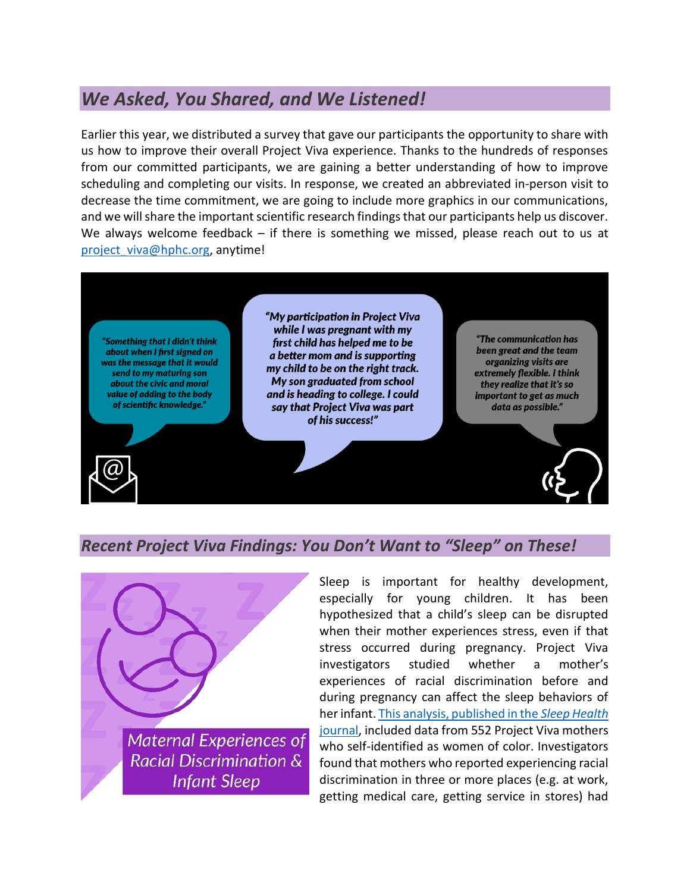## *We Asked, You Shared, and We Listened!*

Earlier this year, we distributed a survey that gave our participants the opportunity to share with us how to improve their overall Project Viva experience. Thanks to the hundreds of responses from our committed participants, we are gaining a better understanding of how to improve scheduling and completing our visits. In response, we created an abbreviated in-person visit to decrease the time commitment, we are going to include more graphics in our communications, and we will share the important scientific research findings that our participants help us discover. We always welcome feedback – if there is something we missed, please reach out to us at [project_viva@hphc.org](mailto:project_viva@hphc.org), anytime!

*"Something that I didn't think about when I first signed on was the message that it would send to my maturing son about the civic and moral value of adding to the body of scientific knowledge."*

*"My participation in Project Viva while I was pregnant with my first child has helped me to be a better mom and is supporting my child to be on the right track. My son graduated from school and is heading to college. I could say that Project Viva was part of his success!"*

*"The communication has been great and the team organizing visits are extremely flexible. I think they realize that it's so important to get as much data as possible."*

## *Recent Project Viva Findings: You Don't Want to "Sleep" on These!*

Maternal Experiences of Racial Discrimination & Infant Sleep

Sleep is important for healthy development, especially for young children. It has been hypothesized that a child's sleep can be disrupted when their mother experiences stress, even if that stress occurred during pregnancy. Project Viva investigators studied whether a mother's experiences of racial discrimination before and during pregnancy can affect the sleep behaviors of her infant. [This analysis, published in the *Sleep Health* journal](), included data from 552 Project Viva mothers who self-identified as women of color. Investigators found that mothers who reported experiencing racial discrimination in three or more places (e.g. at work, getting medical care, getting service in stores) had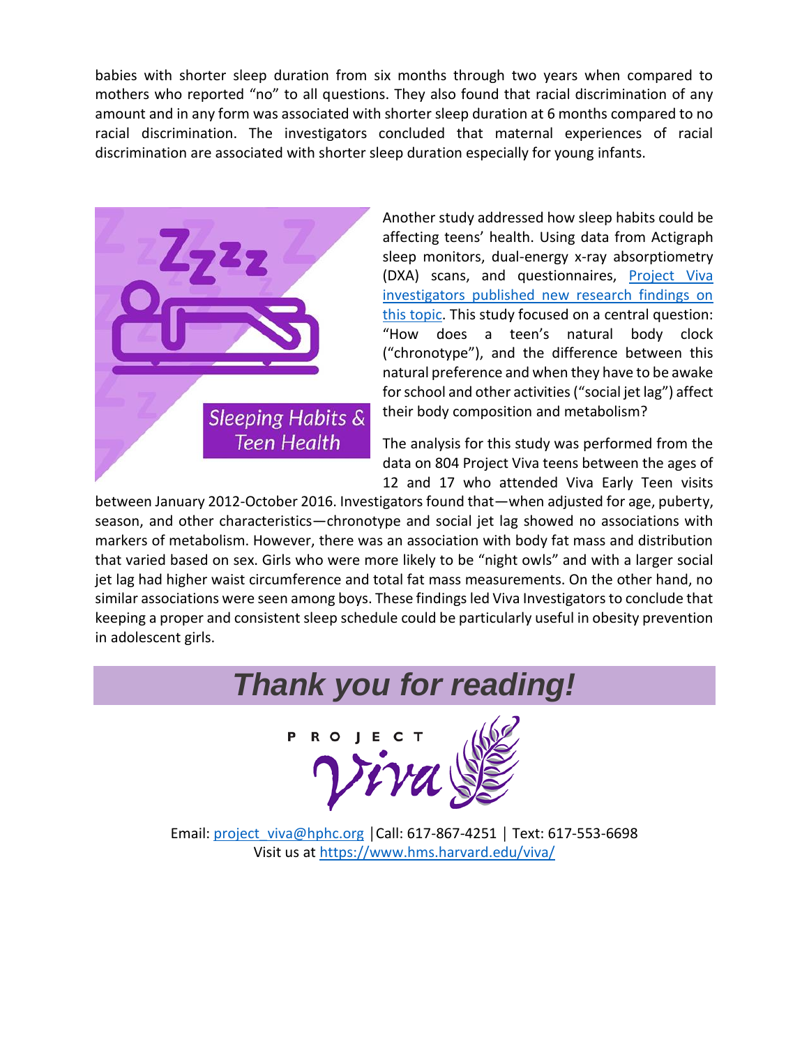babies with shorter sleep duration from six months through two years when compared to mothers who reported "no" to all questions. They also found that racial discrimination of any amount and in any form was associated with shorter sleep duration at 6 months compared to no racial discrimination. The investigators concluded that maternal experiences of racial discrimination are associated with shorter sleep duration especially for young infants.

Sleeping Habits & Teen Health

Another study addressed how sleep habits could be affecting teens' health. Using data from Actigraph sleep monitors, dual-energy x-ray absorptiometry (DXA) scans, and questionnaires, Project Viva investigators published new research findings on this topic. This study focused on a central question: "How does a teen's natural body clock ("chronotype"), and the difference between this natural preference and when they have to be awake for school and other activities ("social jet lag") affect their body composition and metabolism?

The analysis for this study was performed from the data on 804 Project Viva teens between the ages of 12 and 17 who attended Viva Early Teen visits between January 2012-October 2016. Investigators found that—when adjusted for age, puberty, season, and other characteristics—chronotype and social jet lag showed no associations with markers of metabolism. However, there was an association with body fat mass and distribution that varied based on sex. Girls who were more likely to be "night owls" and with a larger social jet lag had higher waist circumference and total fat mass measurements. On the other hand, no similar associations were seen among boys. These findings led Viva Investigators to conclude that keeping a proper and consistent sleep schedule could be particularly useful in obesity prevention in adolescent girls.

# *Thank you for reading!*

PROJECT Viva

Email: project_viva@hphc.org | Call: 617-867-4251 | Text: 617-553-6698
Visit us at https://www.hms.harvard.edu/viva/